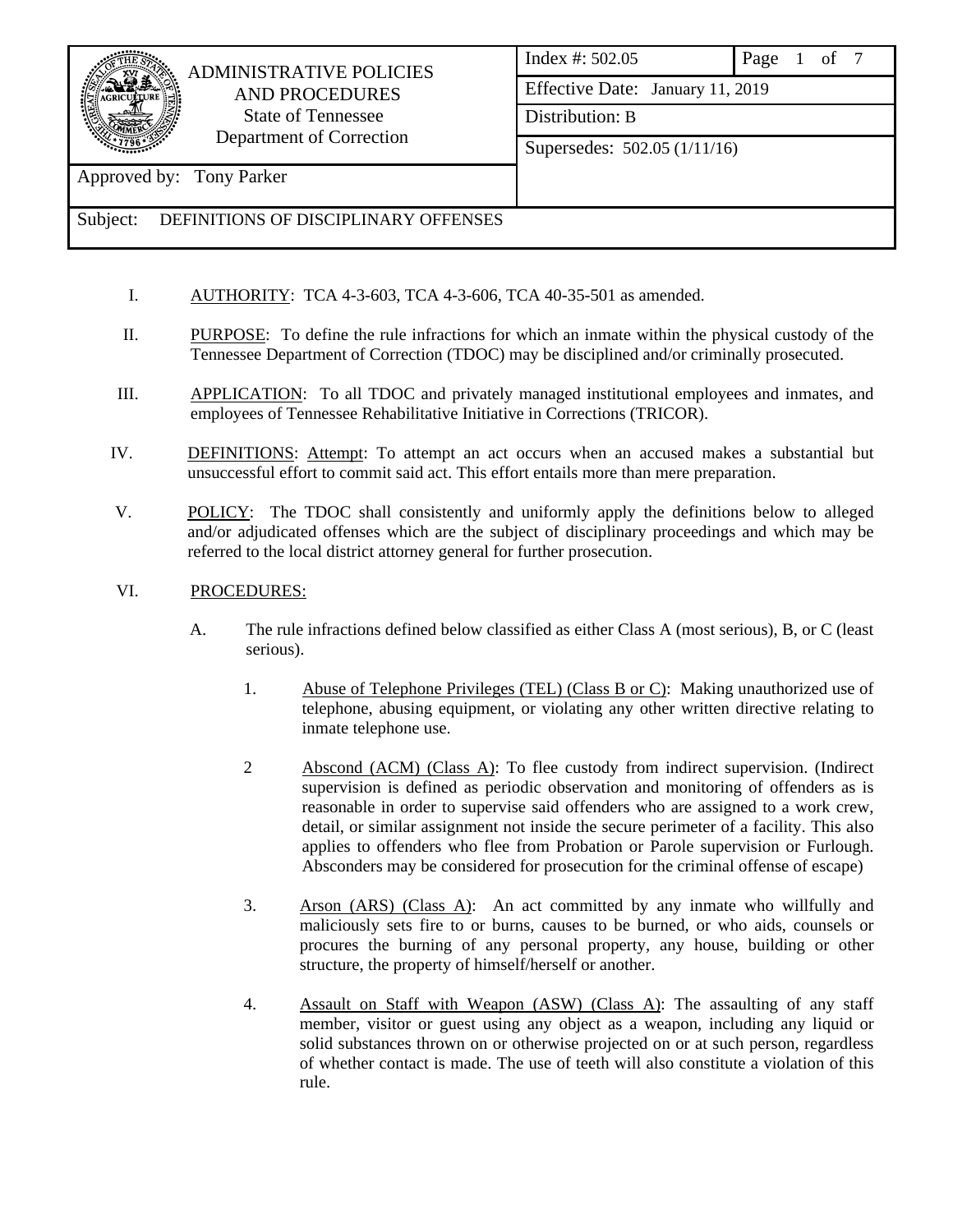| ADMINISTRATIVE POLICIES AND PROCEDURES<br>State of Tennessee<br>Department of Correction | Index #: 502.05 | Page 1 of 7 |
| --- | --- | --- |
| | Effective Date: January 11, 2019 | |
| | Distribution: B | |
| | Supersedes: 502.05 (1/11/16) | |
| Approved by: Tony Parker | | |
| Subject: DEFINITIONS OF DISCIPLINARY OFFENSES | | |

I. AUTHORITY: TCA 4-3-603, TCA 4-3-606, TCA 40-35-501 as amended.

II. PURPOSE: To define the rule infractions for which an inmate within the physical custody of the Tennessee Department of Correction (TDOC) may be disciplined and/or criminally prosecuted.

III. APPLICATION: To all TDOC and privately managed institutional employees and inmates, and employees of Tennessee Rehabilitative Initiative in Corrections (TRICOR).

IV. DEFINITIONS: Attempt: To attempt an act occurs when an accused makes a substantial but unsuccessful effort to commit said act. This effort entails more than mere preparation.

V. POLICY: The TDOC shall consistently and uniformly apply the definitions below to alleged and/or adjudicated offenses which are the subject of disciplinary proceedings and which may be referred to the local district attorney general for further prosecution.

VI. PROCEDURES:

A. The rule infractions defined below classified as either Class A (most serious), B, or C (least serious).

1. Abuse of Telephone Privileges (TEL) (Class B or C): Making unauthorized use of telephone, abusing equipment, or violating any other written directive relating to inmate telephone use.

2 Abscond (ACM) (Class A): To flee custody from indirect supervision. (Indirect supervision is defined as periodic observation and monitoring of offenders as is reasonable in order to supervise said offenders who are assigned to a work crew, detail, or similar assignment not inside the secure perimeter of a facility. This also applies to offenders who flee from Probation or Parole supervision or Furlough. Absconders may be considered for prosecution for the criminal offense of escape)

3. Arson (ARS) (Class A): An act committed by any inmate who willfully and maliciously sets fire to or burns, causes to be burned, or who aids, counsels or procures the burning of any personal property, any house, building or other structure, the property of himself/herself or another.

4. Assault on Staff with Weapon (ASW) (Class A): The assaulting of any staff member, visitor or guest using any object as a weapon, including any liquid or solid substances thrown on or otherwise projected on or at such person, regardless of whether contact is made. The use of teeth will also constitute a violation of this rule.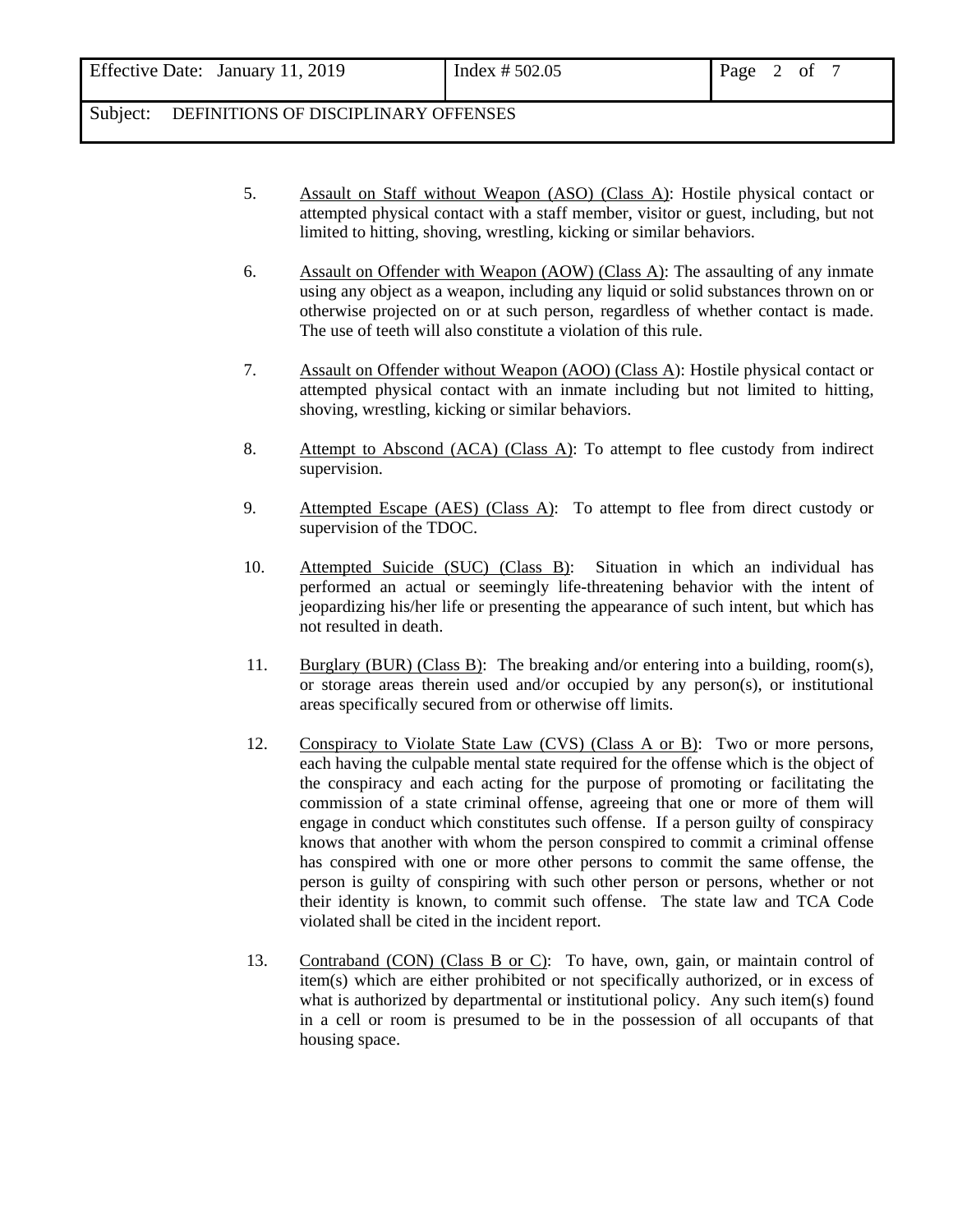5. Assault on Staff without Weapon (ASO) (Class A): Hostile physical contact or attempted physical contact with a staff member, visitor or guest, including, but not limited to hitting, shoving, wrestling, kicking or similar behaviors.

6. Assault on Offender with Weapon (AOW) (Class A): The assaulting of any inmate using any object as a weapon, including any liquid or solid substances thrown on or otherwise projected on or at such person, regardless of whether contact is made. The use of teeth will also constitute a violation of this rule.

7. Assault on Offender without Weapon (AOO) (Class A): Hostile physical contact or attempted physical contact with an inmate including but not limited to hitting, shoving, wrestling, kicking or similar behaviors.

8. Attempt to Abscond (ACA) (Class A): To attempt to flee custody from indirect supervision.

9. Attempted Escape (AES) (Class A): To attempt to flee from direct custody or supervision of the TDOC.

10. Attempted Suicide (SUC) (Class B): Situation in which an individual has performed an actual or seemingly life-threatening behavior with the intent of jeopardizing his/her life or presenting the appearance of such intent, but which has not resulted in death.

11. Burglary (BUR) (Class B): The breaking and/or entering into a building, room(s), or storage areas therein used and/or occupied by any person(s), or institutional areas specifically secured from or otherwise off limits.

12. Conspiracy to Violate State Law (CVS) (Class A or B): Two or more persons, each having the culpable mental state required for the offense which is the object of the conspiracy and each acting for the purpose of promoting or facilitating the commission of a state criminal offense, agreeing that one or more of them will engage in conduct which constitutes such offense. If a person guilty of conspiracy knows that another with whom the person conspired to commit a criminal offense has conspired with one or more other persons to commit the same offense, the person is guilty of conspiring with such other person or persons, whether or not their identity is known, to commit such offense. The state law and TCA Code violated shall be cited in the incident report.

13. Contraband (CON) (Class B or C): To have, own, gain, or maintain control of item(s) which are either prohibited or not specifically authorized, or in excess of what is authorized by departmental or institutional policy. Any such item(s) found in a cell or room is presumed to be in the possession of all occupants of that housing space.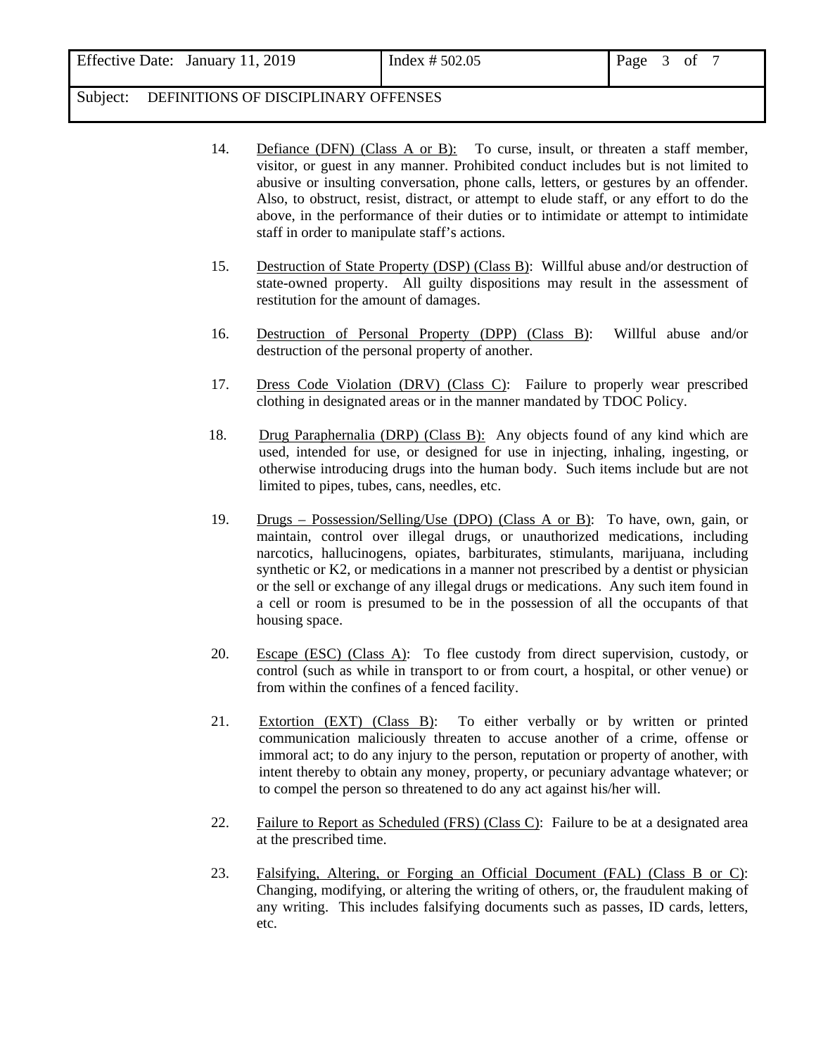14. Defiance (DFN) (Class A or B): To curse, insult, or threaten a staff member, visitor, or guest in any manner. Prohibited conduct includes but is not limited to abusive or insulting conversation, phone calls, letters, or gestures by an offender. Also, to obstruct, resist, distract, or attempt to elude staff, or any effort to do the above, in the performance of their duties or to intimidate or attempt to intimidate staff in order to manipulate staff's actions.

15. Destruction of State Property (DSP) (Class B): Willful abuse and/or destruction of state-owned property. All guilty dispositions may result in the assessment of restitution for the amount of damages.

16. Destruction of Personal Property (DPP) (Class B): Willful abuse and/or destruction of the personal property of another.

17. Dress Code Violation (DRV) (Class C): Failure to properly wear prescribed clothing in designated areas or in the manner mandated by TDOC Policy.

18. Drug Paraphernalia (DRP) (Class B): Any objects found of any kind which are used, intended for use, or designed for use in injecting, inhaling, ingesting, or otherwise introducing drugs into the human body. Such items include but are not limited to pipes, tubes, cans, needles, etc.

19. Drugs – Possession/Selling/Use (DPO) (Class A or B): To have, own, gain, or maintain, control over illegal drugs, or unauthorized medications, including narcotics, hallucinogens, opiates, barbiturates, stimulants, marijuana, including synthetic or K2, or medications in a manner not prescribed by a dentist or physician or the sell or exchange of any illegal drugs or medications. Any such item found in a cell or room is presumed to be in the possession of all the occupants of that housing space.

20. Escape (ESC) (Class A): To flee custody from direct supervision, custody, or control (such as while in transport to or from court, a hospital, or other venue) or from within the confines of a fenced facility.

21. Extortion (EXT) (Class B): To either verbally or by written or printed communication maliciously threaten to accuse another of a crime, offense or immoral act; to do any injury to the person, reputation or property of another, with intent thereby to obtain any money, property, or pecuniary advantage whatever; or to compel the person so threatened to do any act against his/her will.

22. Failure to Report as Scheduled (FRS) (Class C): Failure to be at a designated area at the prescribed time.

23. Falsifying, Altering, or Forging an Official Document (FAL) (Class B or C): Changing, modifying, or altering the writing of others, or, the fraudulent making of any writing. This includes falsifying documents such as passes, ID cards, letters, etc.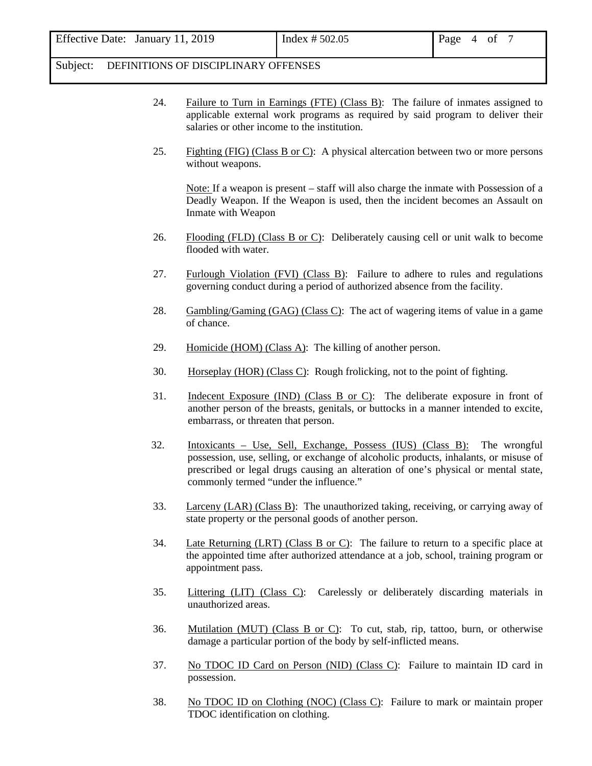24. Failure to Turn in Earnings (FTE) (Class B): The failure of inmates assigned to applicable external work programs as required by said program to deliver their salaries or other income to the institution.

25. Fighting (FIG) (Class B or C): A physical altercation between two or more persons without weapons.

    Note: If a weapon is present – staff will also charge the inmate with Possession of a Deadly Weapon. If the Weapon is used, then the incident becomes an Assault on Inmate with Weapon

26. Flooding (FLD) (Class B or C): Deliberately causing cell or unit walk to become flooded with water.

27. Furlough Violation (FVI) (Class B): Failure to adhere to rules and regulations governing conduct during a period of authorized absence from the facility.

28. Gambling/Gaming (GAG) (Class C): The act of wagering items of value in a game of chance.

29. Homicide (HOM) (Class A): The killing of another person.

30. Horseplay (HOR) (Class C): Rough frolicking, not to the point of fighting.

31. Indecent Exposure (IND) (Class B or C): The deliberate exposure in front of another person of the breasts, genitals, or buttocks in a manner intended to excite, embarrass, or threaten that person.

32. Intoxicants – Use, Sell, Exchange, Possess (IUS) (Class B): The wrongful possession, use, selling, or exchange of alcoholic products, inhalants, or misuse of prescribed or legal drugs causing an alteration of one's physical or mental state, commonly termed "under the influence."

33. Larceny (LAR) (Class B): The unauthorized taking, receiving, or carrying away of state property or the personal goods of another person.

34. Late Returning (LRT) (Class B or C): The failure to return to a specific place at the appointed time after authorized attendance at a job, school, training program or appointment pass.

35. Littering (LIT) (Class C): Carelessly or deliberately discarding materials in unauthorized areas.

36. Mutilation (MUT) (Class B or C): To cut, stab, rip, tattoo, burn, or otherwise damage a particular portion of the body by self-inflicted means.

37. No TDOC ID Card on Person (NID) (Class C): Failure to maintain ID card in possession.

38. No TDOC ID on Clothing (NOC) (Class C): Failure to mark or maintain proper TDOC identification on clothing.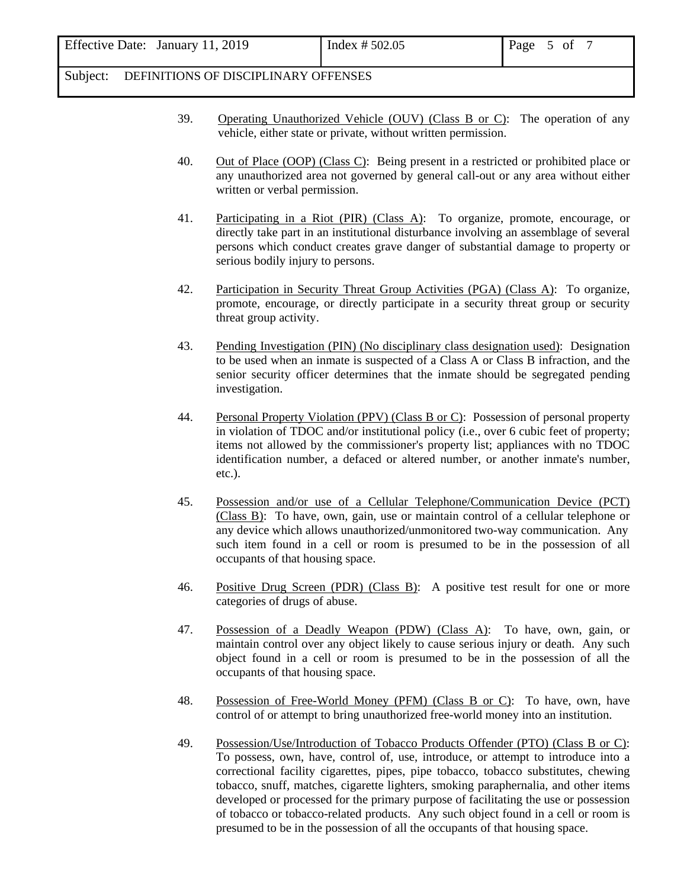39. <u>Operating Unauthorized Vehicle (OUV) (Class B or C)</u>: The operation of any vehicle, either state or private, without written permission.

40. <u>Out of Place (OOP) (Class C)</u>: Being present in a restricted or prohibited place or any unauthorized area not governed by general call-out or any area without either written or verbal permission.

41. <u>Participating in a Riot (PIR) (Class A)</u>: To organize, promote, encourage, or directly take part in an institutional disturbance involving an assemblage of several persons which conduct creates grave danger of substantial damage to property or serious bodily injury to persons.

42. <u>Participation in Security Threat Group Activities (PGA) (Class A)</u>: To organize, promote, encourage, or directly participate in a security threat group or security threat group activity.

43. <u>Pending Investigation (PIN) (No disciplinary class designation used)</u>: Designation to be used when an inmate is suspected of a Class A or Class B infraction, and the senior security officer determines that the inmate should be segregated pending investigation.

44. <u>Personal Property Violation (PPV) (Class B or C)</u>: Possession of personal property in violation of TDOC and/or institutional policy (i.e., over 6 cubic feet of property; items not allowed by the commissioner's property list; appliances with no TDOC identification number, a defaced or altered number, or another inmate's number, etc.).

45. <u>Possession and/or use of a Cellular Telephone/Communication Device (PCT) (Class B)</u>: To have, own, gain, use or maintain control of a cellular telephone or any device which allows unauthorized/unmonitored two-way communication. Any such item found in a cell or room is presumed to be in the possession of all occupants of that housing space.

46. <u>Positive Drug Screen (PDR) (Class B)</u>: A positive test result for one or more categories of drugs of abuse.

47. <u>Possession of a Deadly Weapon (PDW) (Class A)</u>: To have, own, gain, or maintain control over any object likely to cause serious injury or death. Any such object found in a cell or room is presumed to be in the possession of all the occupants of that housing space.

48. <u>Possession of Free-World Money (PFM) (Class B or C)</u>: To have, own, have control of or attempt to bring unauthorized free-world money into an institution.

49. <u>Possession/Use/Introduction of Tobacco Products Offender (PTO) (Class B or C)</u>: To possess, own, have, control of, use, introduce, or attempt to introduce into a correctional facility cigarettes, pipes, pipe tobacco, tobacco substitutes, chewing tobacco, snuff, matches, cigarette lighters, smoking paraphernalia, and other items developed or processed for the primary purpose of facilitating the use or possession of tobacco or tobacco-related products. Any such object found in a cell or room is presumed to be in the possession of all the occupants of that housing space.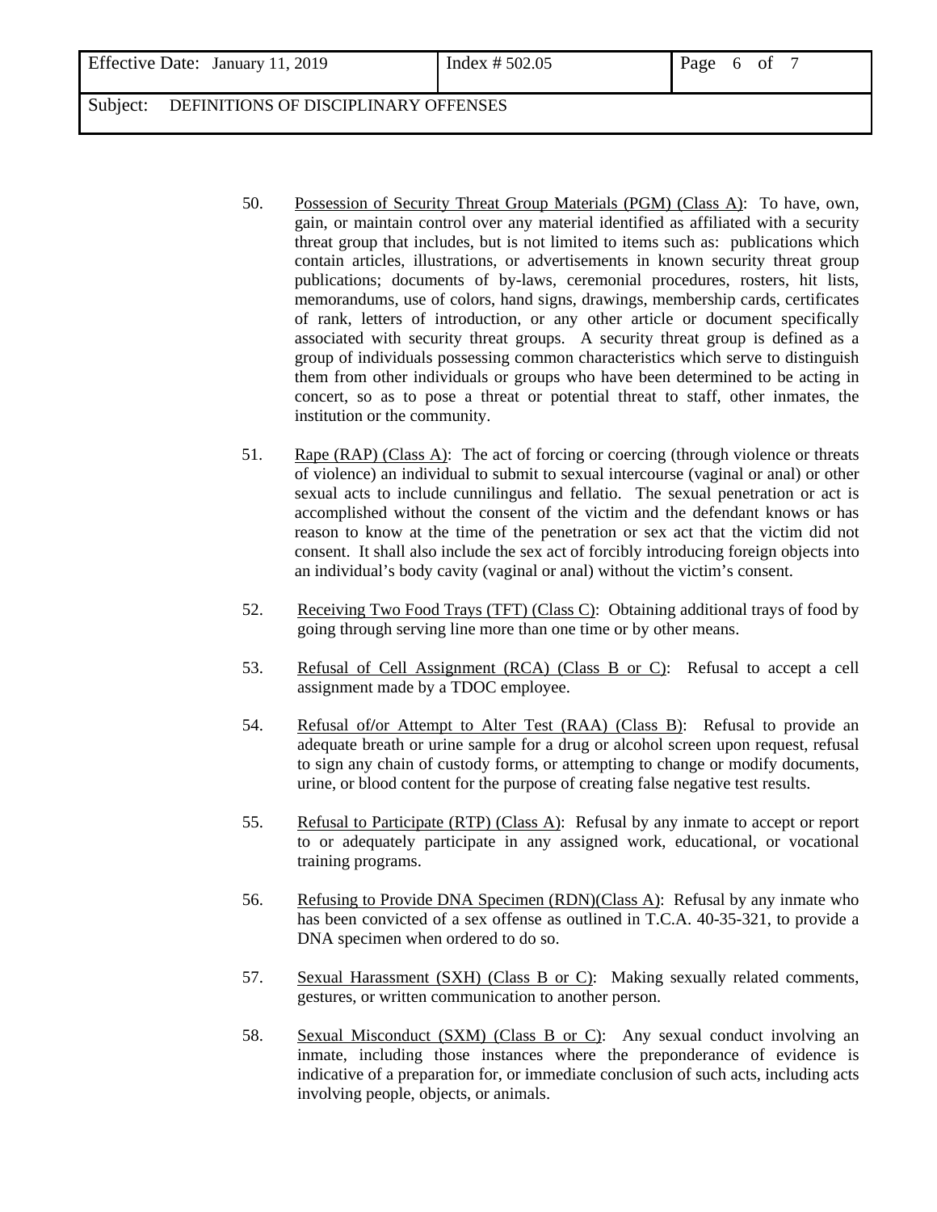50. Possession of Security Threat Group Materials (PGM) (Class A): To have, own, gain, or maintain control over any material identified as affiliated with a security threat group that includes, but is not limited to items such as: publications which contain articles, illustrations, or advertisements in known security threat group publications; documents of by-laws, ceremonial procedures, rosters, hit lists, memorandums, use of colors, hand signs, drawings, membership cards, certificates of rank, letters of introduction, or any other article or document specifically associated with security threat groups. A security threat group is defined as a group of individuals possessing common characteristics which serve to distinguish them from other individuals or groups who have been determined to be acting in concert, so as to pose a threat or potential threat to staff, other inmates, the institution or the community.

51. Rape (RAP) (Class A): The act of forcing or coercing (through violence or threats of violence) an individual to submit to sexual intercourse (vaginal or anal) or other sexual acts to include cunnilingus and fellatio. The sexual penetration or act is accomplished without the consent of the victim and the defendant knows or has reason to know at the time of the penetration or sex act that the victim did not consent. It shall also include the sex act of forcibly introducing foreign objects into an individual's body cavity (vaginal or anal) without the victim's consent.

52. Receiving Two Food Trays (TFT) (Class C): Obtaining additional trays of food by going through serving line more than one time or by other means.

53. Refusal of Cell Assignment (RCA) (Class B or C): Refusal to accept a cell assignment made by a TDOC employee.

54. Refusal of/or Attempt to Alter Test (RAA) (Class B): Refusal to provide an adequate breath or urine sample for a drug or alcohol screen upon request, refusal to sign any chain of custody forms, or attempting to change or modify documents, urine, or blood content for the purpose of creating false negative test results.

55. Refusal to Participate (RTP) (Class A): Refusal by any inmate to accept or report to or adequately participate in any assigned work, educational, or vocational training programs.

56. Refusing to Provide DNA Specimen (RDN)(Class A): Refusal by any inmate who has been convicted of a sex offense as outlined in T.C.A. 40-35-321, to provide a DNA specimen when ordered to do so.

57. Sexual Harassment (SXH) (Class B or C): Making sexually related comments, gestures, or written communication to another person.

58. Sexual Misconduct (SXM) (Class B or C): Any sexual conduct involving an inmate, including those instances where the preponderance of evidence is indicative of a preparation for, or immediate conclusion of such acts, including acts involving people, objects, or animals.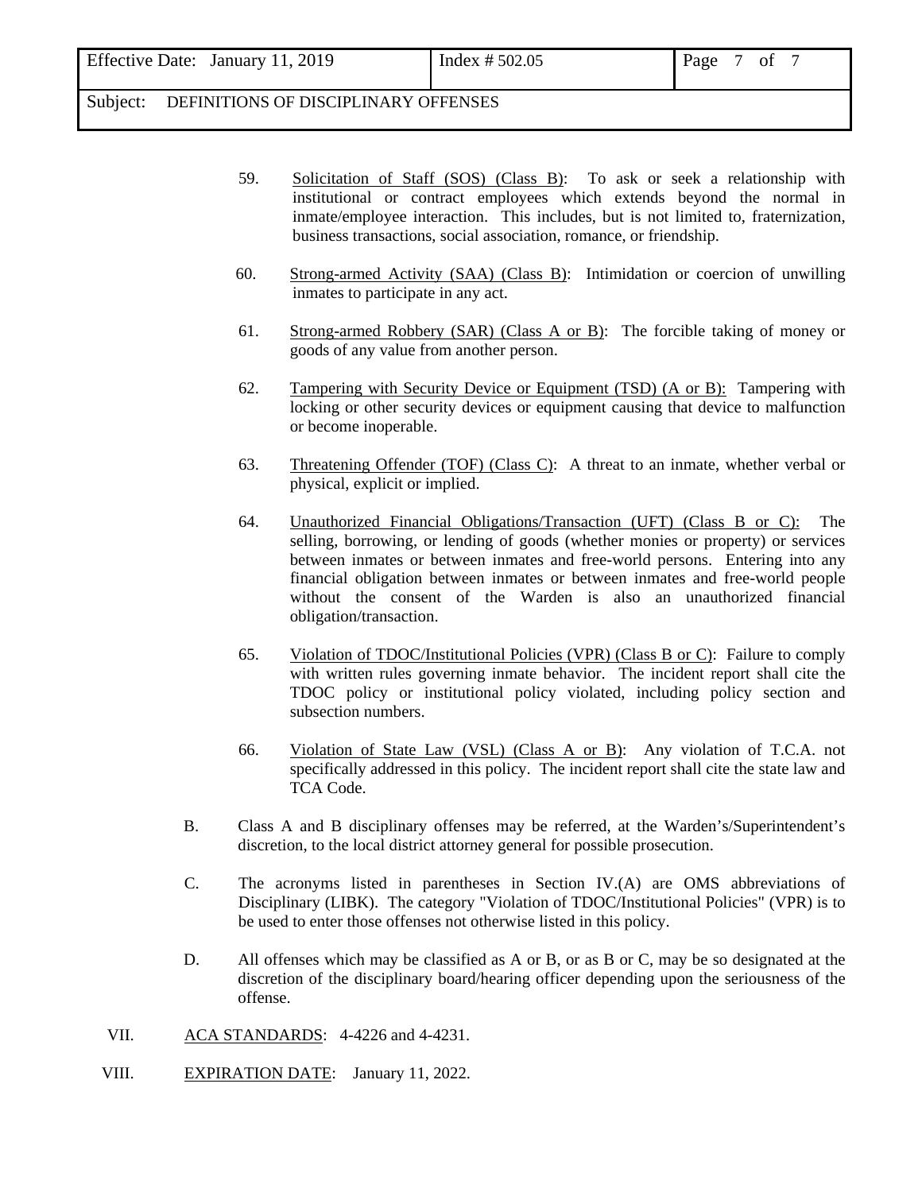59. Solicitation of Staff (SOS) (Class B): To ask or seek a relationship with institutional or contract employees which extends beyond the normal in inmate/employee interaction. This includes, but is not limited to, fraternization, business transactions, social association, romance, or friendship.

60. Strong-armed Activity (SAA) (Class B): Intimidation or coercion of unwilling inmates to participate in any act.

61. Strong-armed Robbery (SAR) (Class A or B): The forcible taking of money or goods of any value from another person.

62. Tampering with Security Device or Equipment (TSD) (A or B): Tampering with locking or other security devices or equipment causing that device to malfunction or become inoperable.

63. Threatening Offender (TOF) (Class C): A threat to an inmate, whether verbal or physical, explicit or implied.

64. Unauthorized Financial Obligations/Transaction (UFT) (Class B or C): The selling, borrowing, or lending of goods (whether monies or property) or services between inmates or between inmates and free-world persons. Entering into any financial obligation between inmates or between inmates and free-world people without the consent of the Warden is also an unauthorized financial obligation/transaction.

65. Violation of TDOC/Institutional Policies (VPR) (Class B or C): Failure to comply with written rules governing inmate behavior. The incident report shall cite the TDOC policy or institutional policy violated, including policy section and subsection numbers.

66. Violation of State Law (VSL) (Class A or B): Any violation of T.C.A. not specifically addressed in this policy. The incident report shall cite the state law and TCA Code.

B. Class A and B disciplinary offenses may be referred, at the Warden's/Superintendent's discretion, to the local district attorney general for possible prosecution.

C. The acronyms listed in parentheses in Section IV.(A) are OMS abbreviations of Disciplinary (LIBK). The category "Violation of TDOC/Institutional Policies" (VPR) is to be used to enter those offenses not otherwise listed in this policy.

D. All offenses which may be classified as A or B, or as B or C, may be so designated at the discretion of the disciplinary board/hearing officer depending upon the seriousness of the offense.

VII. ACA STANDARDS: 4-4226 and 4-4231.

VIII. EXPIRATION DATE: January 11, 2022.